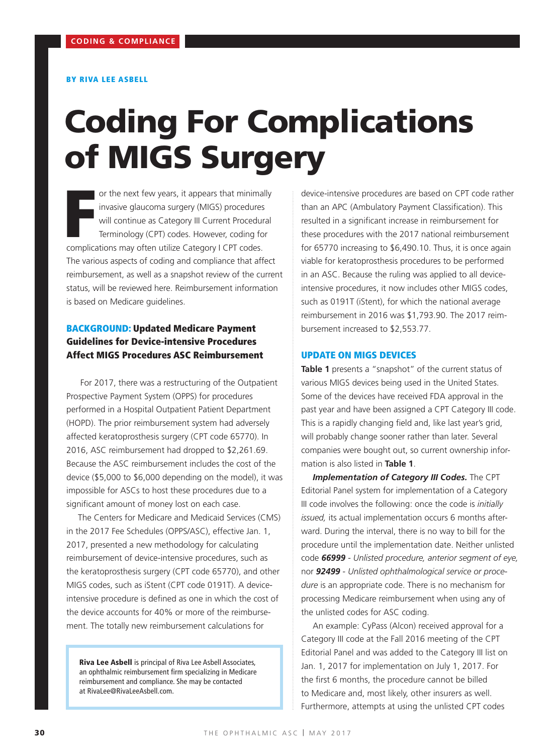CODING & COMPLIANCE

**BY RIVA LEE ASBELL**

# Coding For Complications of MIGS Surgery

For the next few years, it appears that minimally invasive glaucoma surgery (MIGS) procedures will continue as Category III Current Procedural Terminology (CPT) codes. However, coding for complications may often utilize Category I CPT codes. The various aspects of coding and compliance that affect reimbursement, as well as a snapshot review of the current status, will be reviewed here. Reimbursement information is based on Medicare guidelines.

## BACKGROUND: Updated Medicare Payment Guidelines for Device-intensive Procedures Affect MIGS Procedures ASC Reimbursement

For 2017, there was a restructuring of the Outpatient Prospective Payment System (OPPS) for procedures performed in a Hospital Outpatient Patient Department (HOPD). The prior reimbursement system had adversely affected keratoprosthesis surgery (CPT code 65770). In 2016, ASC reimbursement had dropped to $2,261.69. Because the ASC reimbursement includes the cost of the device ($5,000 to $6,000 depending on the model), it was impossible for ASCs to host these procedures due to a significant amount of money lost on each case.

The Centers for Medicare and Medicaid Services (CMS) in the 2017 Fee Schedules (OPPS/ASC), effective Jan. 1, 2017, presented a new methodology for calculating reimbursement of device-intensive procedures, such as the keratoprosthesis surgery (CPT code 65770), and other MIGS codes, such as iStent (CPT code 0191T). A device-intensive procedure is defined as one in which the cost of the device accounts for 40% or more of the reimbursement. The totally new reimbursement calculations for device-intensive procedures are based on CPT code rather than an APC (Ambulatory Payment Classification). This resulted in a significant increase in reimbursement for these procedures with the 2017 national reimbursement for 65770 increasing to $6,490.10. Thus, it is once again viable for keratoprosthesis procedures to be performed in an ASC. Because the ruling was applied to all device-intensive procedures, it now includes other MIGS codes, such as 0191T (iStent), for which the national average reimbursement in 2016 was $1,793.90. The 2017 reimbursement increased to $2,553.77.

> **Riva Lee Asbell** is principal of Riva Lee Asbell Associates, an ophthalmic reimbursement firm specializing in Medicare reimbursement and compliance. She may be contacted at RivaLee@RivaLeeAsbell.com.

## UPDATE ON MIGS DEVICES

**Table 1** presents a "snapshot" of the current status of various MIGS devices being used in the United States. Some of the devices have received FDA approval in the past year and have been assigned a CPT Category III code. This is a rapidly changing field and, like last year's grid, will probably change sooner rather than later. Several companies were bought out, so current ownership information is also listed in **Table 1**.

***Implementation of Category III Codes.*** The CPT Editorial Panel system for implementation of a Category III code involves the following: once the code is *initially issued,* its actual implementation occurs 6 months afterward. During the interval, there is no way to bill for the procedure until the implementation date. Neither unlisted code ***66999*** - *Unlisted procedure, anterior segment of eye,* nor ***92499*** - *Unlisted ophthalmological service or procedure* is an appropriate code. There is no mechanism for processing Medicare reimbursement when using any of the unlisted codes for ASC coding.

An example: CyPass (Alcon) received approval for a Category III code at the Fall 2016 meeting of the CPT Editorial Panel and was added to the Category III list on Jan. 1, 2017 for implementation on July 1, 2017. For the first 6 months, the procedure cannot be billed to Medicare and, most likely, other insurers as well. Furthermore, attempts at using the unlisted CPT codes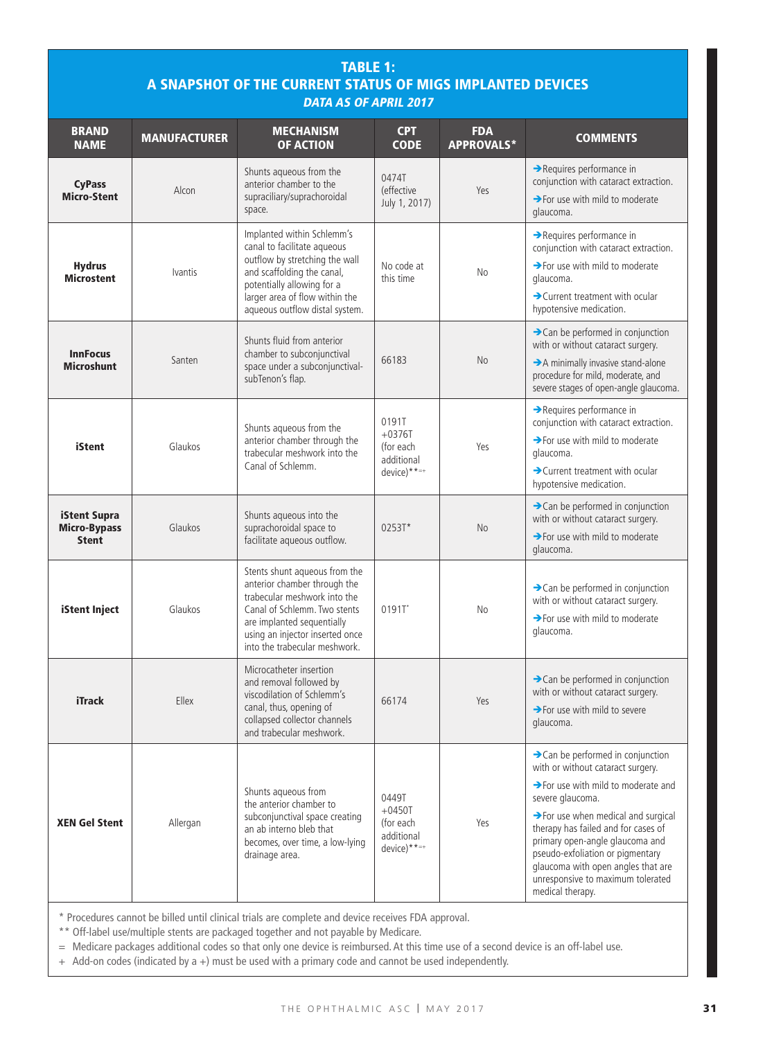## TABLE 1: A SNAPSHOT OF THE CURRENT STATUS OF MIGS IMPLANTED DEVICES

***DATA AS OF APRIL 2017***

| BRAND NAME | MANUFACTURER | MECHANISM OF ACTION | CPT CODE | FDA APPROVALS* | COMMENTS |
|---|---|---|---|---|---|
| **CyPass Micro-Stent** | Alcon | Shunts aqueous from the anterior chamber to the supraciliary/suprachoroidal space. | 0474T (effective July 1, 2017) | Yes | ➔Requires performance in conjunction with cataract extraction. ➔For use with mild to moderate glaucoma. |
| **Hydrus Microstent** | Ivantis | Implanted within Schlemm's canal to facilitate aqueous outflow by stretching the wall and scaffolding the canal, potentially allowing for a larger area of flow within the aqueous outflow distal system. | No code at this time | No | ➔Requires performance in conjunction with cataract extraction. ➔For use with mild to moderate glaucoma. ➔Current treatment with ocular hypotensive medication. |
| **InnFocus Microshunt** | Santen | Shunts fluid from anterior chamber to subconjunctival space under a subconjunctival-subTenon's flap. | 66183 | No | ➔Can be performed in conjunction with or without cataract surgery. ➔A minimally invasive stand-alone procedure for mild, moderate, and severe stages of open-angle glaucoma. |
| **iStent** | Glaukos | Shunts aqueous from the anterior chamber through the trabecular meshwork into the Canal of Schlemm. | 0191T +0376T (for each additional device)**=+ | Yes | ➔Requires performance in conjunction with cataract extraction. ➔For use with mild to moderate glaucoma. ➔Current treatment with ocular hypotensive medication. |
| **iStent Supra Micro-Bypass Stent** | Glaukos | Shunts aqueous into the suprachoroidal space to facilitate aqueous outflow. | 0253T* | No | ➔Can be performed in conjunction with or without cataract surgery. ➔For use with mild to moderate glaucoma. |
| **iStent Inject** | Glaukos | Stents shunt aqueous from the anterior chamber through the trabecular meshwork into the Canal of Schlemm. Two stents are implanted sequentially using an injector inserted once into the trabecular meshwork. | 0191T* | No | ➔Can be performed in conjunction with or without cataract surgery. ➔For use with mild to moderate glaucoma. |
| **iTrack** | Ellex | Microcatheter insertion and removal followed by viscodilation of Schlemm's canal, thus, opening of collapsed collector channels and trabecular meshwork. | 66174 | Yes | ➔Can be performed in conjunction with or without cataract surgery. ➔For use with mild to severe glaucoma. |
| **XEN Gel Stent** | Allergan | Shunts aqueous from the anterior chamber to subconjunctival space creating an ab interno bleb that becomes, over time, a low-lying drainage area. | 0449T +0450T (for each additional device)**=+ | Yes | ➔Can be performed in conjunction with or without cataract surgery. ➔For use with mild to moderate and severe glaucoma. ➔For use when medical and surgical therapy has failed and for cases of primary open-angle glaucoma and pseudo-exfoliation or pigmentary glaucoma with open angles that are unresponsive to maximum tolerated medical therapy. |

\* Procedures cannot be billed until clinical trials are complete and device receives FDA approval.

\** Off-label use/multiple stents are packaged together and not payable by Medicare.

= Medicare packages additional codes so that only one device is reimbursed. At this time use of a second device is an off-label use.

\+ Add-on codes (indicated by a +) must be used with a primary code and cannot be used independently.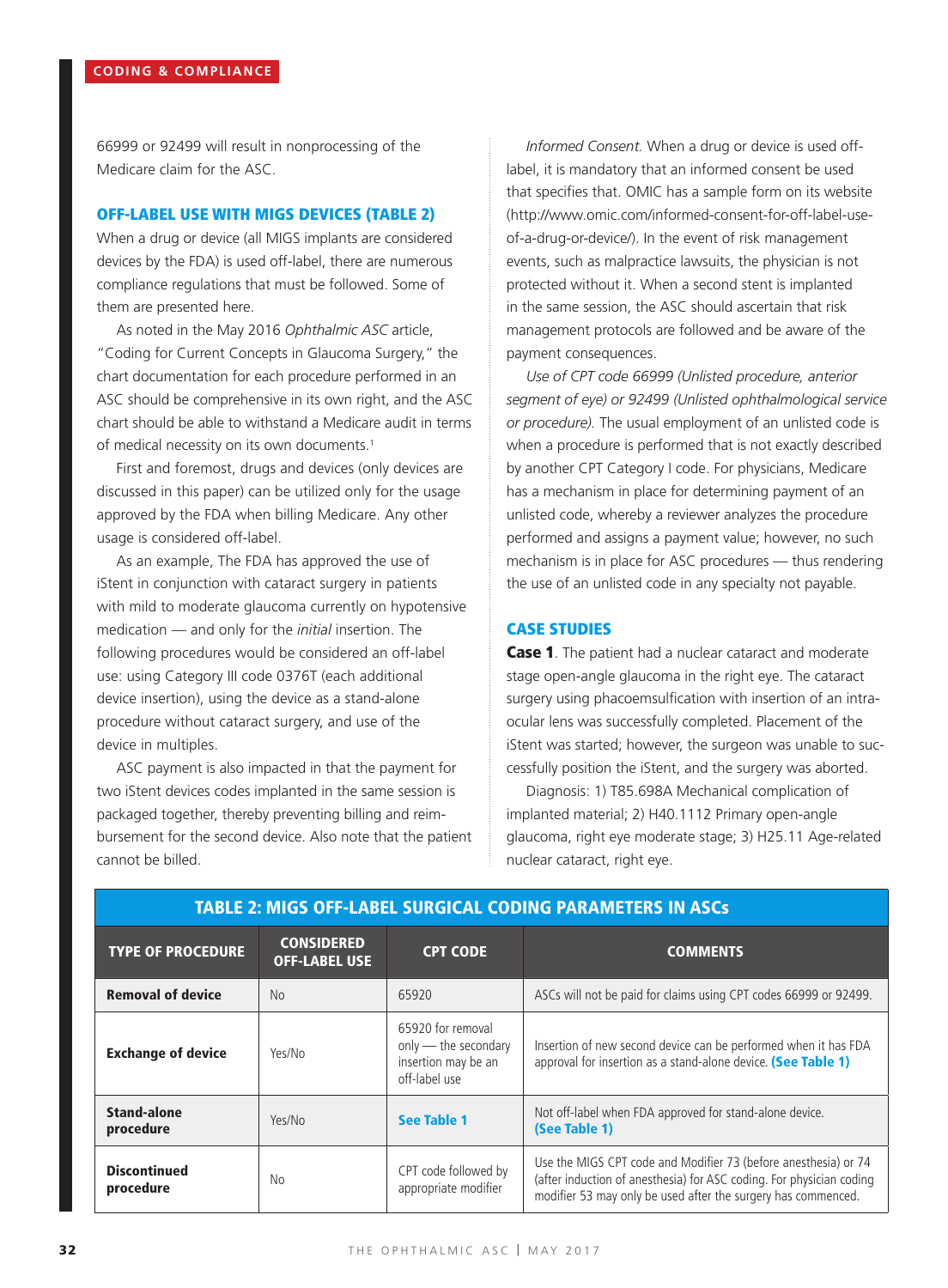66999 or 92499 will result in nonprocessing of the Medicare claim for the ASC.

## OFF-LABEL USE WITH MIGS DEVICES (TABLE 2)

When a drug or device (all MIGS implants are considered devices by the FDA) is used off-label, there are numerous compliance regulations that must be followed. Some of them are presented here.

As noted in the May 2016 *Ophthalmic ASC* article, "Coding for Current Concepts in Glaucoma Surgery," the chart documentation for each procedure performed in an ASC should be comprehensive in its own right, and the ASC chart should be able to withstand a Medicare audit in terms of medical necessity on its own documents.[1]

First and foremost, drugs and devices (only devices are discussed in this paper) can be utilized only for the usage approved by the FDA when billing Medicare. Any other usage is considered off-label.

As an example, The FDA has approved the use of iStent in conjunction with cataract surgery in patients with mild to moderate glaucoma currently on hypotensive medication — and only for the *initial* insertion. The following procedures would be considered an off-label use: using Category III code 0376T (each additional device insertion), using the device as a stand-alone procedure without cataract surgery, and use of the device in multiples.

ASC payment is also impacted in that the payment for two iStent devices codes implanted in the same session is packaged together, thereby preventing billing and reimbursement for the second device. Also note that the patient cannot be billed.

*Informed Consent.* When a drug or device is used off-label, it is mandatory that an informed consent be used that specifies that. OMIC has a sample form on its website (http://www.omic.com/informed-consent-for-off-label-use-of-a-drug-or-device/). In the event of risk management events, such as malpractice lawsuits, the physician is not protected without it. When a second stent is implanted in the same session, the ASC should ascertain that risk management protocols are followed and be aware of the payment consequences.

*Use of CPT code 66999 (Unlisted procedure, anterior segment of eye) or 92499 (Unlisted ophthalmological service or procedure).* The usual employment of an unlisted code is when a procedure is performed that is not exactly described by another CPT Category I code. For physicians, Medicare has a mechanism in place for determining payment of an unlisted code, whereby a reviewer analyzes the procedure performed and assigns a payment value; however, no such mechanism is in place for ASC procedures — thus rendering the use of an unlisted code in any specialty not payable.

## CASE STUDIES

**Case 1**. The patient had a nuclear cataract and moderate stage open-angle glaucoma in the right eye. The cataract surgery using phacoemsulfication with insertion of an intraocular lens was successfully completed. Placement of the iStent was started; however, the surgeon was unable to successfully position the iStent, and the surgery was aborted.

Diagnosis: 1) T85.698A Mechanical complication of implanted material; 2) H40.1112 Primary open-angle glaucoma, right eye moderate stage; 3) H25.11 Age-related nuclear cataract, right eye.

**TABLE 2: MIGS OFF-LABEL SURGICAL CODING PARAMETERS IN ASCs**

| TYPE OF PROCEDURE | CONSIDERED OFF-LABEL USE | CPT CODE | COMMENTS |
|---|---|---|---|
| **Removal of device** | No | 65920 | ASCs will not be paid for claims using CPT codes 66999 or 92499. |
| **Exchange of device** | Yes/No | 65920 for removal only — the secondary insertion may be an off-label use | Insertion of new second device can be performed when it has FDA approval for insertion as a stand-alone device. **(See Table 1)** |
| **Stand-alone procedure** | Yes/No | **See Table 1** | Not off-label when FDA approved for stand-alone device. **(See Table 1)** |
| **Discontinued procedure** | No | CPT code followed by appropriate modifier | Use the MIGS CPT code and Modifier 73 (before anesthesia) or 74 (after induction of anesthesia) for ASC coding. For physician coding modifier 53 may only be used after the surgery has commenced. |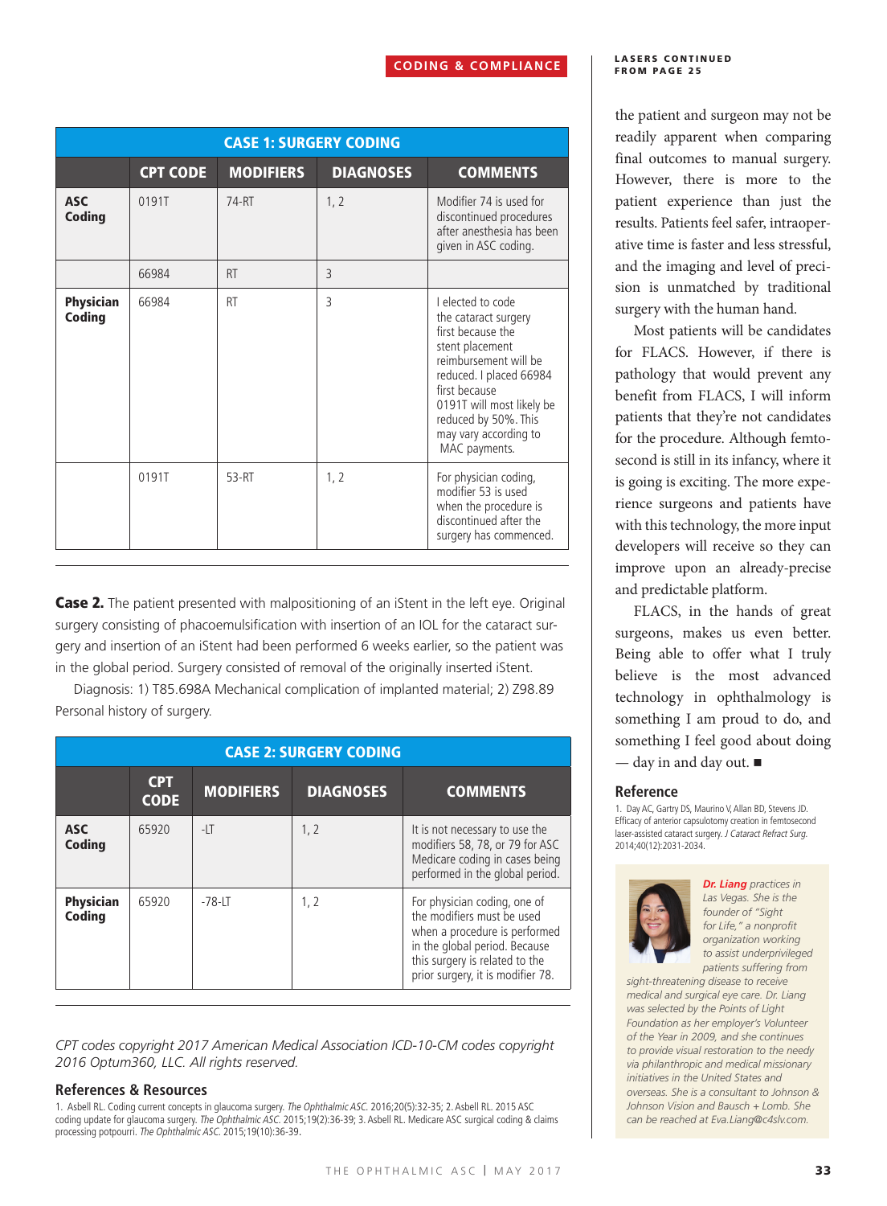## CASE 1: SURGERY CODING

| | CPT CODE | MODIFIERS | DIAGNOSES | COMMENTS |
|---|---|---|---|---|
| **ASC Coding** | 0191T | 74-RT | 1, 2 | Modifier 74 is used for discontinued procedures after anesthesia has been given in ASC coding. |
| | 66984 | RT | 3 | |
| **Physician Coding** | 66984 | RT | 3 | I elected to code the cataract surgery first because the stent placement reimbursement will be reduced. I placed 66984 first because 0191T will most likely be reduced by 50%. This may vary according to MAC payments. |
| | 0191T | 53-RT | 1, 2 | For physician coding, modifier 53 is used when the procedure is discontinued after the surgery has commenced. |

**Case 2.** The patient presented with malpositioning of an iStent in the left eye. Original surgery consisting of phacoemulsification with insertion of an IOL for the cataract surgery and insertion of an iStent had been performed 6 weeks earlier, so the patient was in the global period. Surgery consisted of removal of the originally inserted iStent.

Diagnosis: 1) T85.698A Mechanical complication of implanted material; 2) Z98.89 Personal history of surgery.

## CASE 2: SURGERY CODING

| | CPT CODE | MODIFIERS | DIAGNOSES | COMMENTS |
|---|---|---|---|---|
| **ASC Coding** | 65920 | -LT | 1, 2 | It is not necessary to use the modifiers 58, 78, or 79 for ASC Medicare coding in cases being performed in the global period. |
| **Physician Coding** | 65920 | -78-LT | 1, 2 | For physician coding, one of the modifiers must be used when a procedure is performed in the global period. Because this surgery is related to the prior surgery, it is modifier 78. |

*CPT codes copyright 2017 American Medical Association ICD-10-CM codes copyright 2016 Optum360, LLC. All rights reserved.*

### References & Resources

1. Asbell RL. Coding current concepts in glaucoma surgery. *The Ophthalmic ASC.* 2016;20(5):32-35; 2. Asbell RL. 2015 ASC coding update for glaucoma surgery. *The Ophthalmic ASC.* 2015;19(2):36-39; 3. Asbell RL. Medicare ASC surgical coding & claims processing potpourri. *The Ophthalmic ASC.* 2015;19(10):36-39.

**LASERS CONTINUED FROM PAGE 25**

the patient and surgeon may not be readily apparent when comparing final outcomes to manual surgery. However, there is more to the patient experience than just the results. Patients feel safer, intraoperative time is faster and less stressful, and the imaging and level of precision is unmatched by traditional surgery with the human hand.

Most patients will be candidates for FLACS. However, if there is pathology that would prevent any benefit from FLACS, I will inform patients that they're not candidates for the procedure. Although femtosecond is still in its infancy, where it is going is exciting. The more experience surgeons and patients have with this technology, the more input developers will receive so they can improve upon an already-precise and predictable platform.

FLACS, in the hands of great surgeons, makes us even better. Being able to offer what I truly believe is the most advanced technology in ophthalmology is something I am proud to do, and something I feel good about doing — day in and day out. ■

### Reference

1. Day AC, Gartry DS, Maurino V, Allan BD, Stevens JD. Efficacy of anterior capsulotomy creation in femtosecond laser-assisted cataract surgery. *J Cataract Refract Surg.* 2014;40(12):2031-2034.

***Dr. Liang** practices in Las Vegas. She is the founder of "Sight for Life," a nonprofit organization working to assist underprivileged patients suffering from sight-threatening disease to receive medical and surgical eye care. Dr. Liang was selected by the Points of Light Foundation as her employer's Volunteer of the Year in 2009, and she continues to provide visual restoration to the needy via philanthropic and medical missionary initiatives in the United States and overseas. She is a consultant to Johnson & Johnson Vision and Bausch + Lomb. She can be reached at Eva.Liang@c4slv.com.*